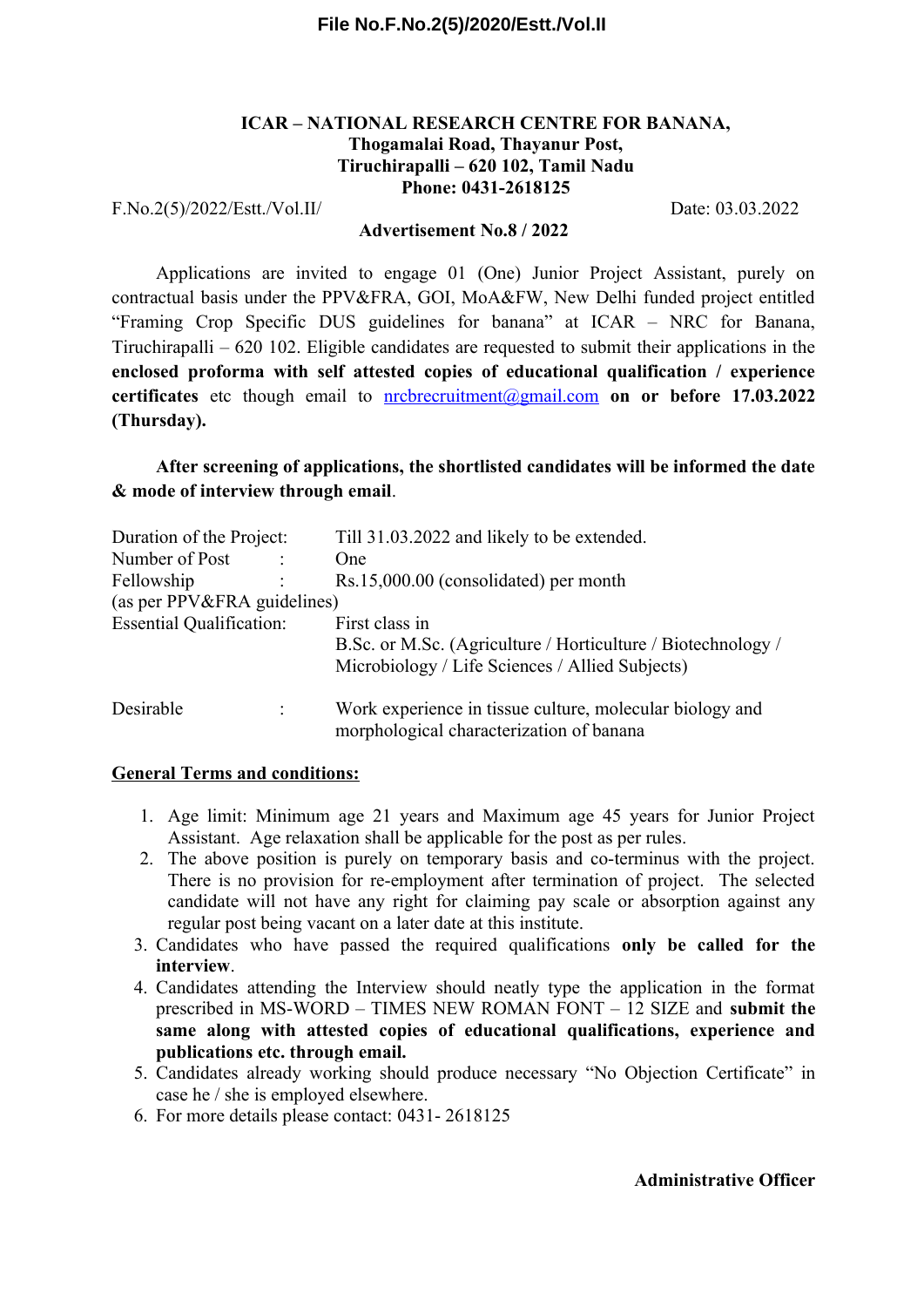**File No.F.No.2(5)/2020/Estt./Vol.II**

**ICAR – NATIONAL RESEARCH CENTRE FOR BANANA,**
**Thogamalai Road, Thayanur Post,**
**Tiruchirapalli – 620 102, Tamil Nadu**
**Phone: 0431-2618125**

F.No.2(5)/2022/Estt./Vol.II/ Date: 03.03.2022

**Advertisement No.8 / 2022**

Applications are invited to engage 01 (One) Junior Project Assistant, purely on contractual basis under the PPV&FRA, GOI, MoA&FW, New Delhi funded project entitled "Framing Crop Specific DUS guidelines for banana" at ICAR – NRC for Banana, Tiruchirapalli – 620 102. Eligible candidates are requested to submit their applications in the **enclosed proforma with self attested copies of educational qualification / experience certificates** etc though email to nrcbrecruitment@gmail.com **on or before 17.03.2022 (Thursday).**

**After screening of applications, the shortlisted candidates will be informed the date & mode of interview through email**.

| | |
|---|---|
| Duration of the Project: | Till 31.03.2022 and likely to be extended. |
| Number of Post : | One |
| Fellowship : (as per PPV&FRA guidelines) | Rs.15,000.00 (consolidated) per month |
| Essential Qualification: | First class in B.Sc. or M.Sc. (Agriculture / Horticulture / Biotechnology / Microbiology / Life Sciences / Allied Subjects) |
| Desirable : | Work experience in tissue culture, molecular biology and morphological characterization of banana |

**General Terms and conditions:**

1. Age limit: Minimum age 21 years and Maximum age 45 years for Junior Project Assistant. Age relaxation shall be applicable for the post as per rules.
2. The above position is purely on temporary basis and co-terminus with the project. There is no provision for re-employment after termination of project. The selected candidate will not have any right for claiming pay scale or absorption against any regular post being vacant on a later date at this institute.
3. Candidates who have passed the required qualifications **only be called for the interview**.
4. Candidates attending the Interview should neatly type the application in the format prescribed in MS-WORD – TIMES NEW ROMAN FONT – 12 SIZE and **submit the same along with attested copies of educational qualifications, experience and publications etc. through email.**
5. Candidates already working should produce necessary "No Objection Certificate" in case he / she is employed elsewhere.
6. For more details please contact: 0431- 2618125

**Administrative Officer**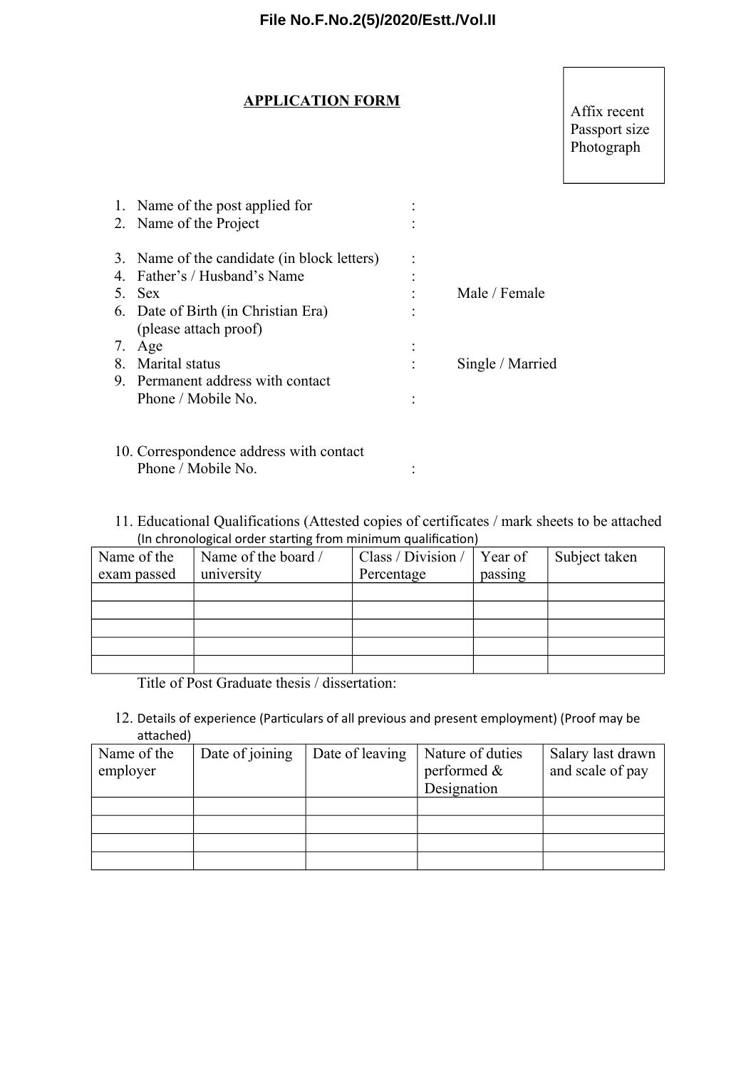File No.F.No.2(5)/2020/Estt./Vol.II

## APPLICATION FORM

Affix recent Passport size Photograph

1. Name of the post applied for :
2. Name of the Project :
3. Name of the candidate (in block letters) :
4. Father's / Husband's Name :
5. Sex : Male / Female
6. Date of Birth (in Christian Era) : (please attach proof)
7. Age :
8. Marital status : Single / Married
9. Permanent address with contact Phone / Mobile No. :
10. Correspondence address with contact Phone / Mobile No. :
11. Educational Qualifications (Attested copies of certificates / mark sheets to be attached (In chronological order starting from minimum qualification)

| Name of the exam passed | Name of the board / university | Class / Division / Percentage | Year of passing | Subject taken |
|---|---|---|---|---|
| | | | | |
| | | | | |
| | | | | |
| | | | | |
| | | | | |

Title of Post Graduate thesis / dissertation:

12. Details of experience (Particulars of all previous and present employment) (Proof may be attached)

| Name of the employer | Date of joining | Date of leaving | Nature of duties performed & Designation | Salary last drawn and scale of pay |
|---|---|---|---|---|
| | | | | |
| | | | | |
| | | | | |
| | | | | |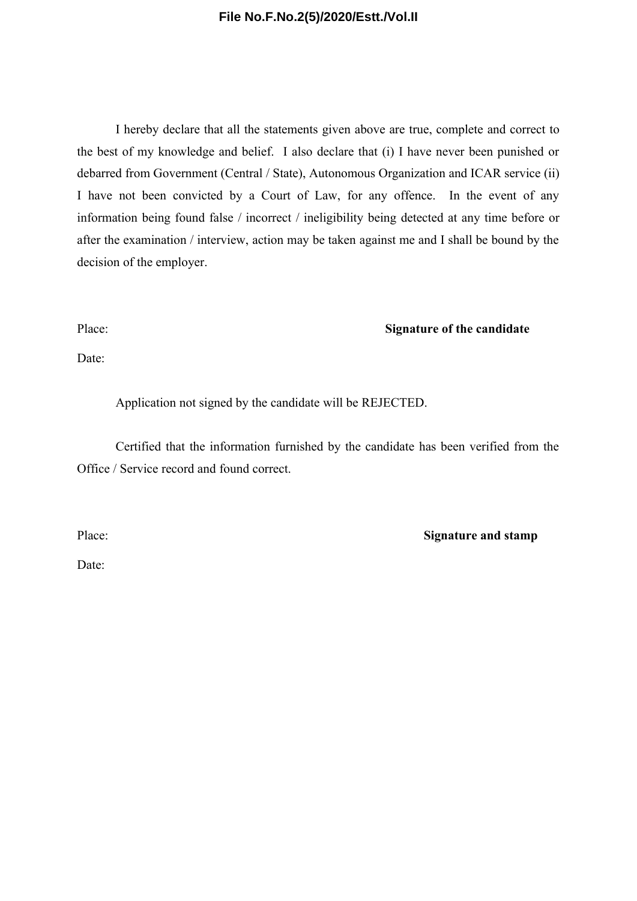I hereby declare that all the statements given above are true, complete and correct to the best of my knowledge and belief. I also declare that (i) I have never been punished or debarred from Government (Central / State), Autonomous Organization and ICAR service (ii) I have not been convicted by a Court of Law, for any offence. In the event of any information being found false / incorrect / ineligibility being detected at any time before or after the examination / interview, action may be taken against me and I shall be bound by the decision of the employer.

Place: **Signature of the candidate**

Date:

Application not signed by the candidate will be REJECTED.

Certified that the information furnished by the candidate has been verified from the Office / Service record and found correct.

Place: **Signature and stamp**

Date: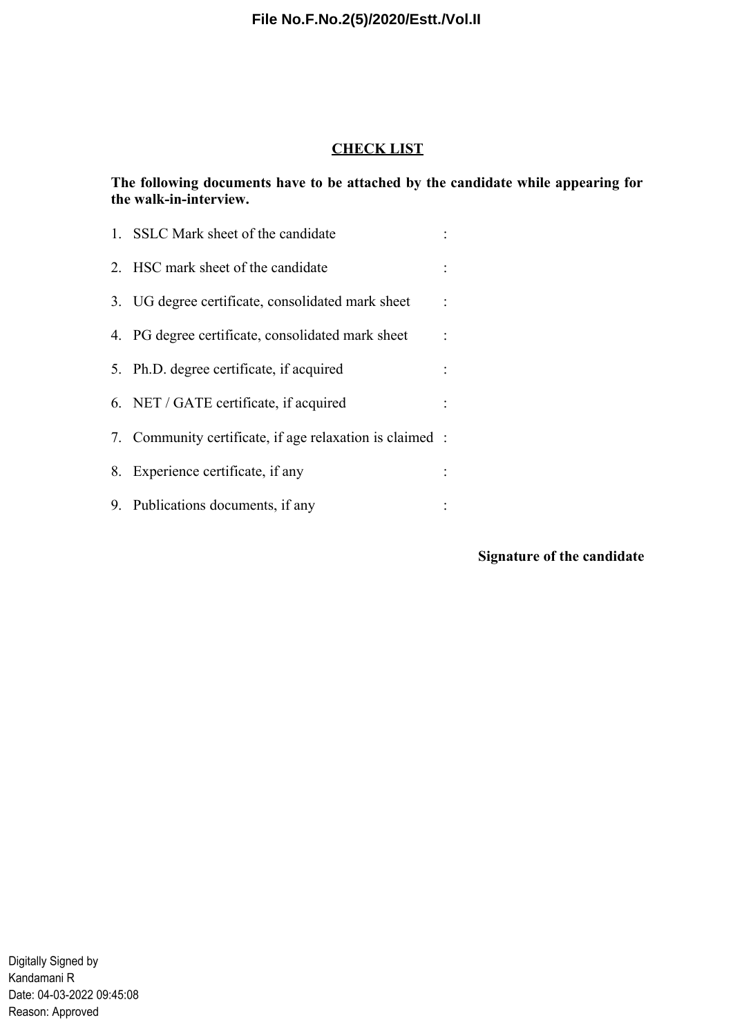## CHECK LIST

**The following documents have to be attached by the candidate while appearing for the walk-in-interview.**

1. SSLC Mark sheet of the candidate :
2. HSC mark sheet of the candidate :
3. UG degree certificate, consolidated mark sheet :
4. PG degree certificate, consolidated mark sheet :
5. Ph.D. degree certificate, if acquired :
6. NET / GATE certificate, if acquired :
7. Community certificate, if age relaxation is claimed :
8. Experience certificate, if any :
9. Publications documents, if any :

**Signature of the candidate**